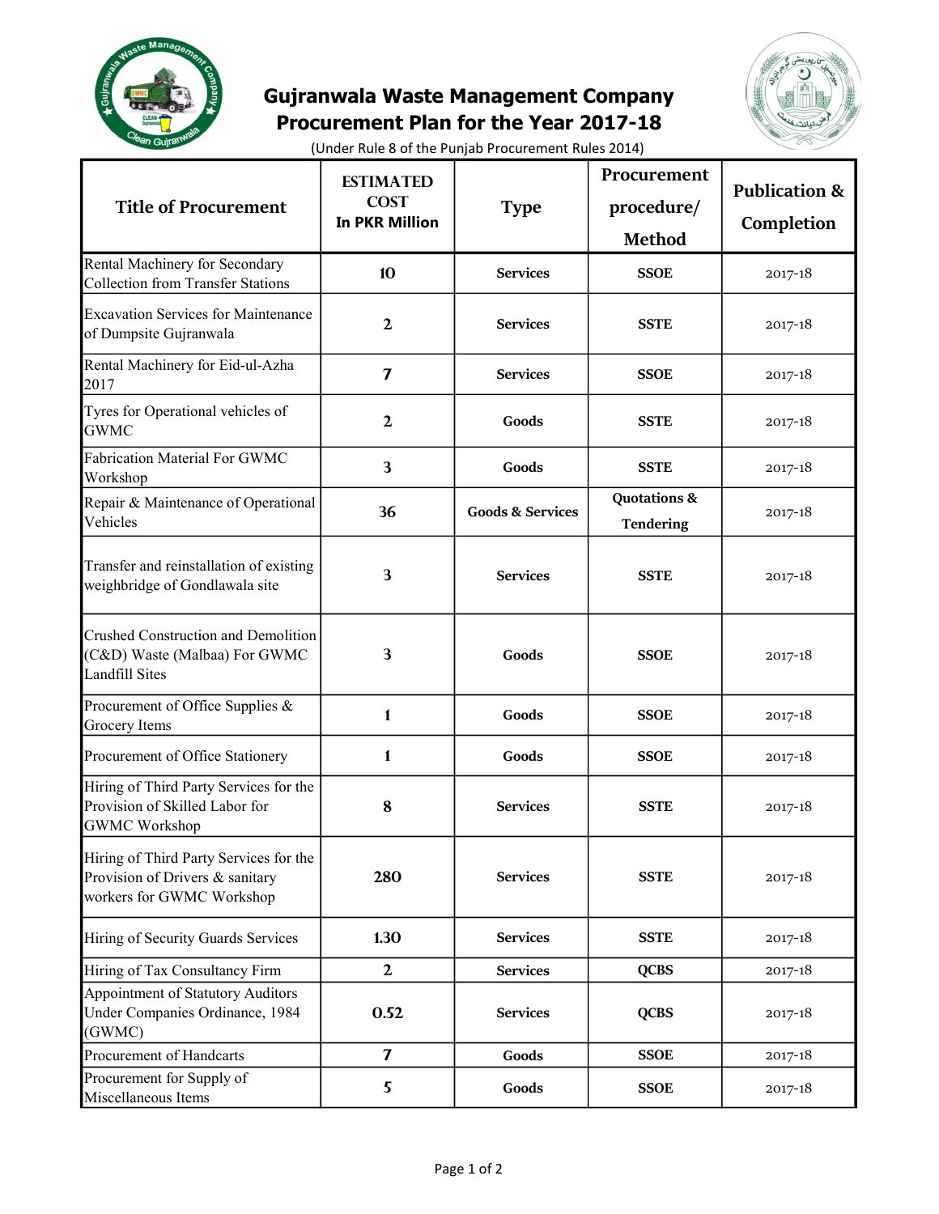# Gujranwala Waste Management Company
## Procurement Plan for the Year 2017-18

(Under Rule 8 of the Punjab Procurement Rules 2014)

| Title of Procurement | ESTIMATED COST In PKR Million | Type | Procurement procedure/ Method | Publication & Completion |
|---|---|---|---|---|
| Rental Machinery for Secondary Collection from Transfer Stations | 10 | Services | SSOE | 2017-18 |
| Excavation Services for Maintenance of Dumpsite Gujranwala | 2 | Services | SSTE | 2017-18 |
| Rental Machinery for Eid-ul-Azha 2017 | 7 | Services | SSOE | 2017-18 |
| Tyres for Operational vehicles of GWMC | 2 | Goods | SSTE | 2017-18 |
| Fabrication Material For GWMC Workshop | 3 | Goods | SSTE | 2017-18 |
| Repair & Maintenance of Operational Vehicles | 36 | Goods & Services | Quotations & Tendering | 2017-18 |
| Transfer and reinstallation of existing weighbridge of Gondlawala site | 3 | Services | SSTE | 2017-18 |
| Crushed Construction and Demolition (C&D) Waste (Malbaa) For GWMC Landfill Sites | 3 | Goods | SSOE | 2017-18 |
| Procurement of Office Supplies & Grocery Items | 1 | Goods | SSOE | 2017-18 |
| Procurement of Office Stationery | 1 | Goods | SSOE | 2017-18 |
| Hiring of Third Party Services for the Provision of Skilled Labor for GWMC Workshop | 8 | Services | SSTE | 2017-18 |
| Hiring of Third Party Services for the Provision of Drivers & sanitary workers for GWMC Workshop | 280 | Services | SSTE | 2017-18 |
| Hiring of Security Guards Services | 1.30 | Services | SSTE | 2017-18 |
| Hiring of Tax Consultancy Firm | 2 | Services | QCBS | 2017-18 |
| Appointment of Statutory Auditors Under Companies Ordinance, 1984 (GWMC) | 0.52 | Services | QCBS | 2017-18 |
| Procurement of Handcarts | 7 | Goods | SSOE | 2017-18 |
| Procurement for Supply of Miscellaneous Items | 5 | Goods | SSOE | 2017-18 |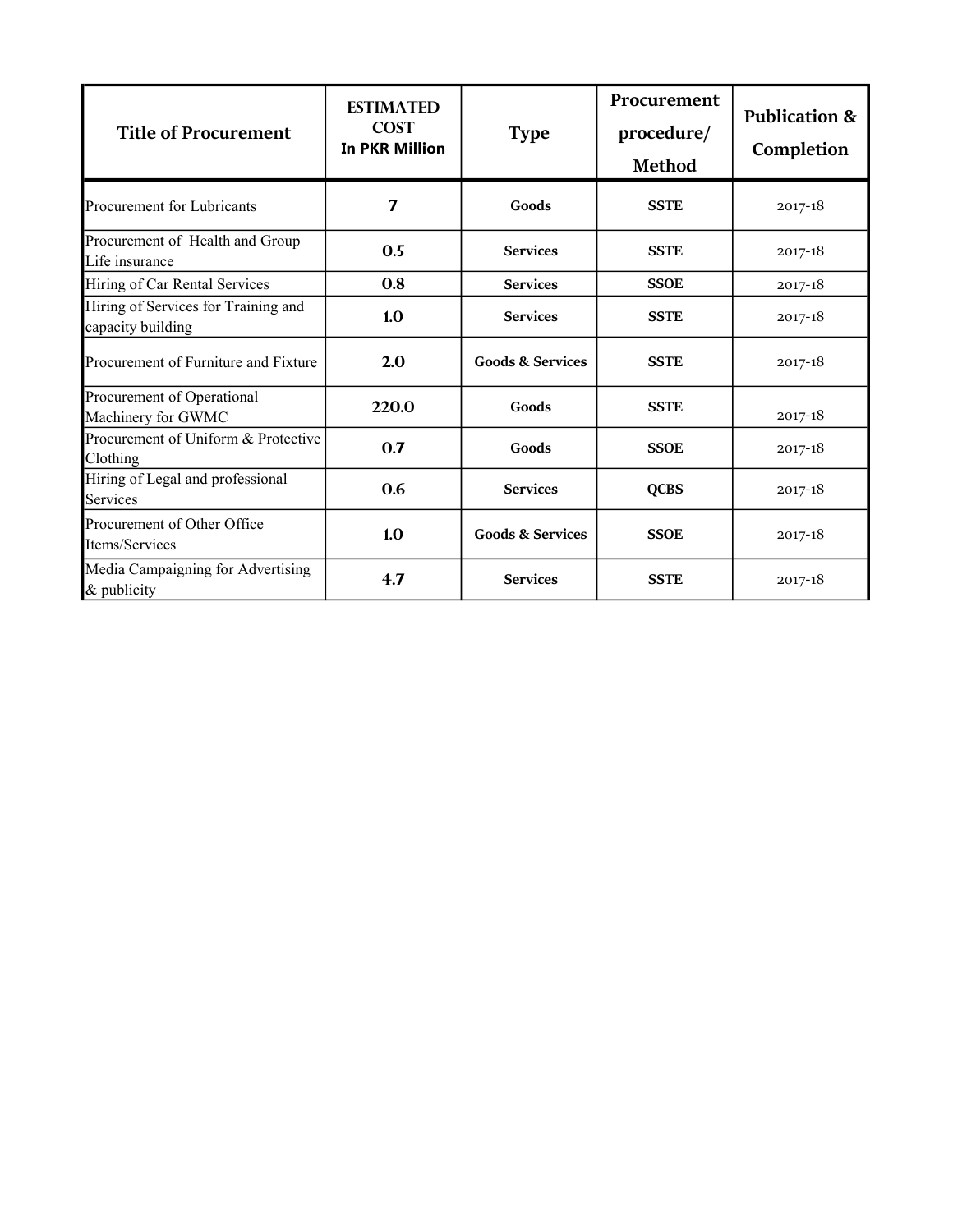| Title of Procurement | ESTIMATED COST In PKR Million | Type | Procurement procedure/ Method | Publication & Completion |
|---|---|---|---|---|
| Procurement for Lubricants | 7 | Goods | SSTE | 2017-18 |
| Procurement of Health and Group Life insurance | 0.5 | Services | SSTE | 2017-18 |
| Hiring of Car Rental Services | 0.8 | Services | SSOE | 2017-18 |
| Hiring of Services for Training and capacity building | 1.0 | Services | SSTE | 2017-18 |
| Procurement of Furniture and Fixture | 2.0 | Goods & Services | SSTE | 2017-18 |
| Procurement of Operational Machinery for GWMC | 220.0 | Goods | SSTE | 2017-18 |
| Procurement of Uniform & Protective Clothing | 0.7 | Goods | SSOE | 2017-18 |
| Hiring of Legal and professional Services | 0.6 | Services | QCBS | 2017-18 |
| Procurement of Other Office Items/Services | 1.0 | Goods & Services | SSOE | 2017-18 |
| Media Campaigning for Advertising & publicity | 4.7 | Services | SSTE | 2017-18 |